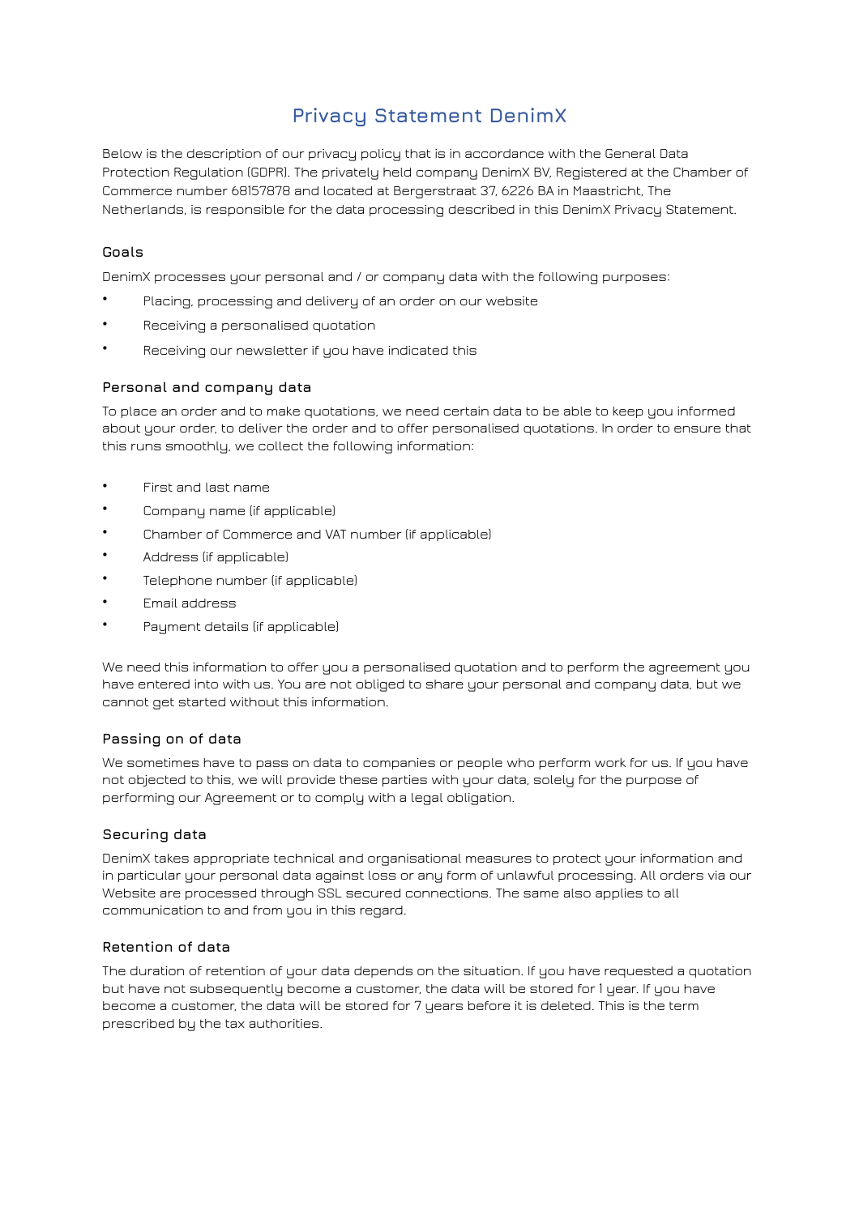# Privacy Statement DenimX

Below is the description of our privacy policy that is in accordance with the General Data Protection Regulation (GDPR). The privately held company DenimX BV, Registered at the Chamber of Commerce number 68157878 and located at Bergerstraat 37, 6226 BA in Maastricht, The Netherlands, is responsible for the data processing described in this DenimX Privacy Statement.

## Goals

DenimX processes your personal and / or company data with the following purposes:

- Placing, processing and delivery of an order on our website
- Receiving a personalised quotation
- Receiving our newsletter if you have indicated this

## Personal and company data

To place an order and to make quotations, we need certain data to be able to keep you informed about your order, to deliver the order and to offer personalised quotations. In order to ensure that this runs smoothly, we collect the following information:

- First and last name
- Company name (if applicable)
- Chamber of Commerce and VAT number (if applicable)
- Address (if applicable)
- Telephone number (if applicable)
- Email address
- Payment details (if applicable)

We need this information to offer you a personalised quotation and to perform the agreement you have entered into with us. You are not obliged to share your personal and company data, but we cannot get started without this information.

## Passing on of data

We sometimes have to pass on data to companies or people who perform work for us. If you have not objected to this, we will provide these parties with your data, solely for the purpose of performing our Agreement or to comply with a legal obligation.

## Securing data

DenimX takes appropriate technical and organisational measures to protect your information and in particular your personal data against loss or any form of unlawful processing. All orders via our Website are processed through SSL secured connections. The same also applies to all communication to and from you in this regard.

## Retention of data

The duration of retention of your data depends on the situation. If you have requested a quotation but have not subsequently become a customer, the data will be stored for 1 year. If you have become a customer, the data will be stored for 7 years before it is deleted. This is the term prescribed by the tax authorities.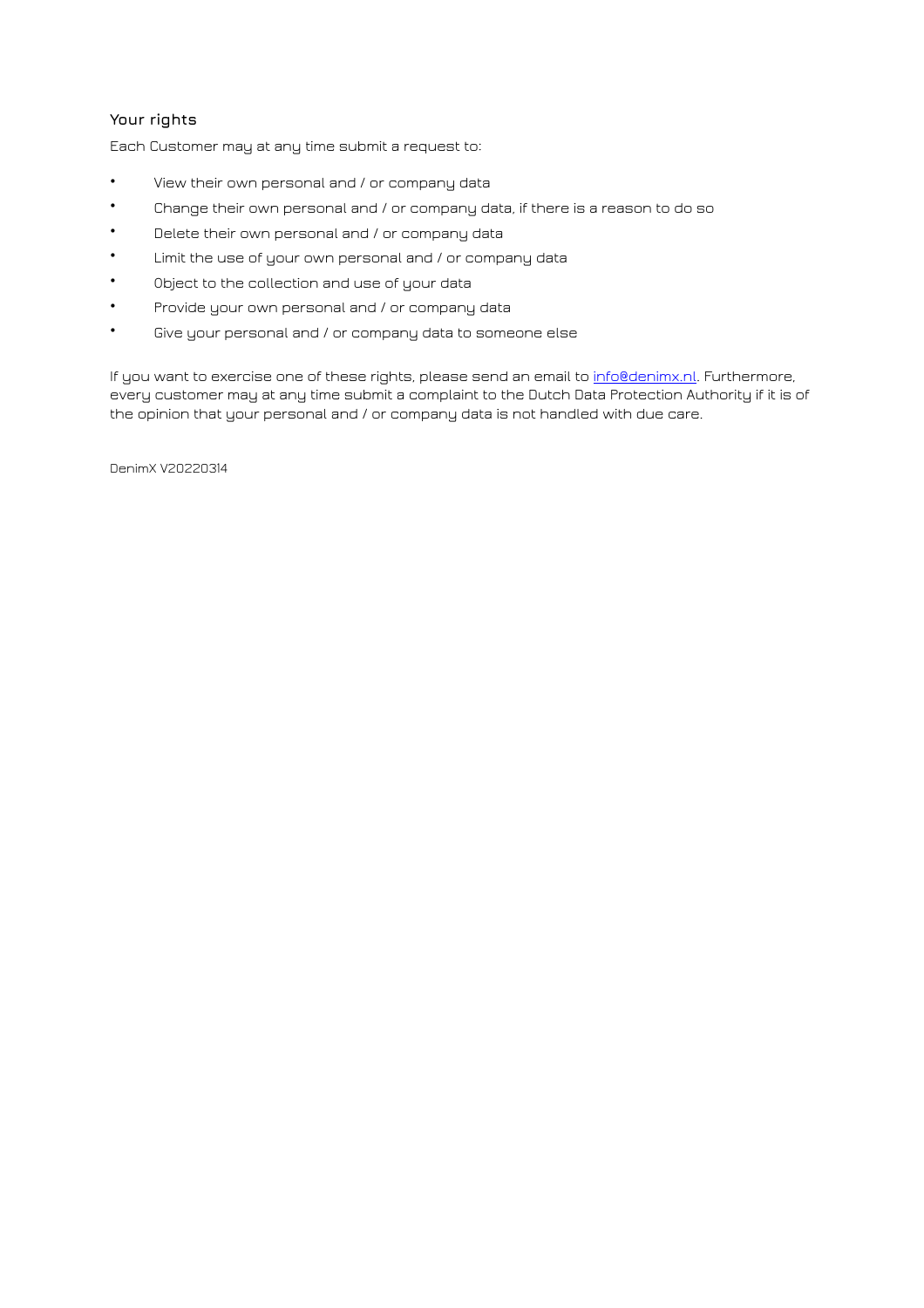## Your rights

Each Customer may at any time submit a request to:

- View their own personal and / or company data
- Change their own personal and / or company data, if there is a reason to do so
- Delete their own personal and / or company data
- Limit the use of your own personal and / or company data
- Object to the collection and use of your data
- Provide your own personal and / or company data
- Give your personal and / or company data to someone else

If you want to exercise one of these rights, please send an email to info@denimx.nl. Furthermore, every customer may at any time submit a complaint to the Dutch Data Protection Authority if it is of the opinion that your personal and / or company data is not handled with due care.

DenimX V20220314